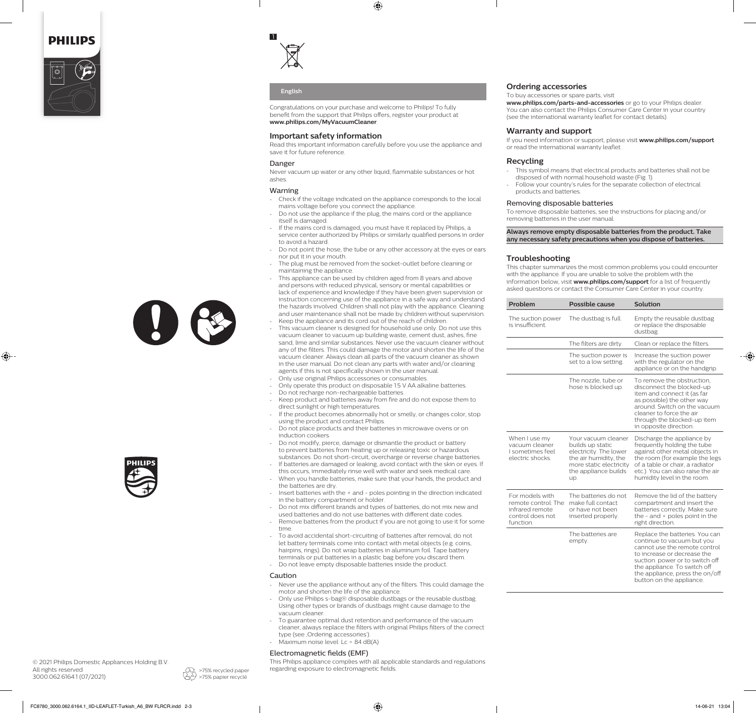PHILIPS

1

## English

Congratulations on your purchase and welcome to Philips! To fully benefit from the support that Philips offers, register your product at **www.philips.com/MyVacuumCleaner**.

## Important safety information

Read this important information carefully before you use the appliance and save it for future reference.

### Danger

Never vacuum up water or any other liquid, flammable substances or hot ashes.

### Warning

- Check if the voltage indicated on the appliance corresponds to the local mains voltage before you connect the appliance.
- Do not use the appliance if the plug, the mains cord or the appliance itself is damaged.
- If the mains cord is damaged, you must have it replaced by Philips, a service center authorized by Philips or similarly qualified persons in order to avoid a hazard.
- Do not point the hose, the tube or any other accessory at the eyes or ears nor put it in your mouth.
- The plug must be removed from the socket-outlet before cleaning or maintaining the appliance.
- This appliance can be used by children aged from 8 years and above and persons with reduced physical, sensory or mental capabilities or lack of experience and knowledge if they have been given supervision or instruction concerning use of the appliance in a safe way and understand the hazards involved. Children shall not play with the appliance. Cleaning and user maintenance shall not be made by children without supervision.
- Keep the appliance and its cord out of the reach of children.
- This vacuum cleaner is designed for household use only. Do not use this vacuum cleaner to vacuum up building waste, cement dust, ashes, fine sand, lime and similar substances. Never use the vacuum cleaner without any of the filters. This could damage the motor and shorten the life of the vacuum cleaner. Always clean all parts of the vacuum cleaner as shown in the user manual. Do not clean any parts with water and/or cleaning agents if this is not specifically shown in the user manual.
- Only use original Philips accessories or consumables.
- Only operate this product on disposable 1.5 V AA alkaline batteries.
- Do not recharge non-rechargeable batteries.
- Keep product and batteries away from fire and do not expose them to direct sunlight or high temperatures.
- If the product becomes abnormally hot or smelly, or changes color, stop using the product and contact Philips.
- Do not place products and their batteries in microwave ovens or on induction cookers.
- Do not modify, pierce, damage or dismantle the product or battery to prevent batteries from heating up or releasing toxic or hazardous substances. Do not short-circuit, overcharge or reverse charge batteries.
- If batteries are damaged or leaking, avoid contact with the skin or eyes. If this occurs, immediately rinse well with water and seek medical care.
- When you handle batteries, make sure that your hands, the product and the batteries are dry.
- Insert batteries with the + and - poles pointing in the direction indicated in the battery compartment or holder.
- Do not mix different brands and types of batteries, do not mix new and used batteries and do not use batteries with different date codes.
- Remove batteries from the product if you are not going to use it for some time.
- To avoid accidental short-circuiting of batteries after removal, do not let battery terminals come into contact with metal objects (e.g. coins, hairpins, rings). Do not wrap batteries in aluminum foil. Tape battery terminals or put batteries in a plastic bag before you discard them.
- Do not leave empty disposable batteries inside the product.

### Caution

- Never use the appliance without any of the filters. This could damage the motor and shorten the life of the appliance.
- Only use Philips s-bag® disposable dustbags or the reusable dustbag. Using other types or brands of dustbags might cause damage to the vacuum cleaner.
- To guarantee optimal dust retention and performance of the vacuum cleaner, always replace the filters with original Philips filters of the correct type (see ‚Ordering accessories').
- Maximum noise level: Lc = 84 dB(A)

### Electromagnetic fields (EMF)

This Philips appliance complies with all applicable standards and regulations regarding exposure to electromagnetic fields.

## Ordering accessories

To buy accessories or spare parts, visit **www.philips.com/parts-and-accessories** or go to your Philips dealer. You can also contact the Philips Consumer Care Center in your country (see the international warranty leaflet for contact details).

## Warranty and support

If you need information or support, please visit **www.philips.com/support** or read the international warranty leaflet.

## Recycling

- This symbol means that electrical products and batteries shall not be disposed of with normal household waste (Fig. 1).
- Follow your country's rules for the separate collection of electrical products and batteries.

### Removing disposable batteries

To remove disposable batteries, see the instructions for placing and/or removing batteries in the user manual.

**Always remove empty disposable batteries from the product. Take any necessary safety precautions when you dispose of batteries.**

## Troubleshooting

This chapter summarizes the most common problems you could encounter with the appliance. If you are unable to solve the problem with the information below, visit **www.philips.com/support** for a list of frequently asked questions or contact the Consumer Care Center in your country.

| Problem | Possible cause | Solution |
|---|---|---|
| The suction power is insufficient. | The dustbag is full. | Empty the reusable dustbag or replace the disposable dustbag. |
| | The filters are dirty. | Clean or replace the filters. |
| | The suction power is set to a low setting. | Increase the suction power with the regulator on the appliance or on the handgrip. |
| | The nozzle, tube or hose is blocked up. | To remove the obstruction, disconnect the blocked-up item and connect it (as far as possible) the other way around. Switch on the vacuum cleaner to force the air through the blocked-up item in opposite direction. |
| When I use my vacuum cleaner I sometimes feel electric shocks. | Your vacuum cleaner builds up static electricity. The lower the air humidity, the more static electricity the appliance builds up. | Discharge the appliance by frequently holding the tube against other metal objects in the room (for example the legs of a table or chair, a radiator etc.). You can also raise the air humidity level in the room. |
| For models with remote control: The infrared remote control does not function. | The batteries do not make full contact or have not been inserted properly. | Remove the lid of the battery compartment and insert the batteries correctly. Make sure the - and + poles point in the right direction. |
| | The batteries are empty. | Replace the batteries. You can continue to vacuum but you cannot use the remote control to increase or decrease the suction. power or to switch off the appliance. To switch off the appliance, press the on/off button on the appliance. |

© 2021 Philips Domestic Appliances Holding B.V.
All rights reserved
3000.062.6164.1 (07/2021)

>75% recycled paper
>75% papier recyclé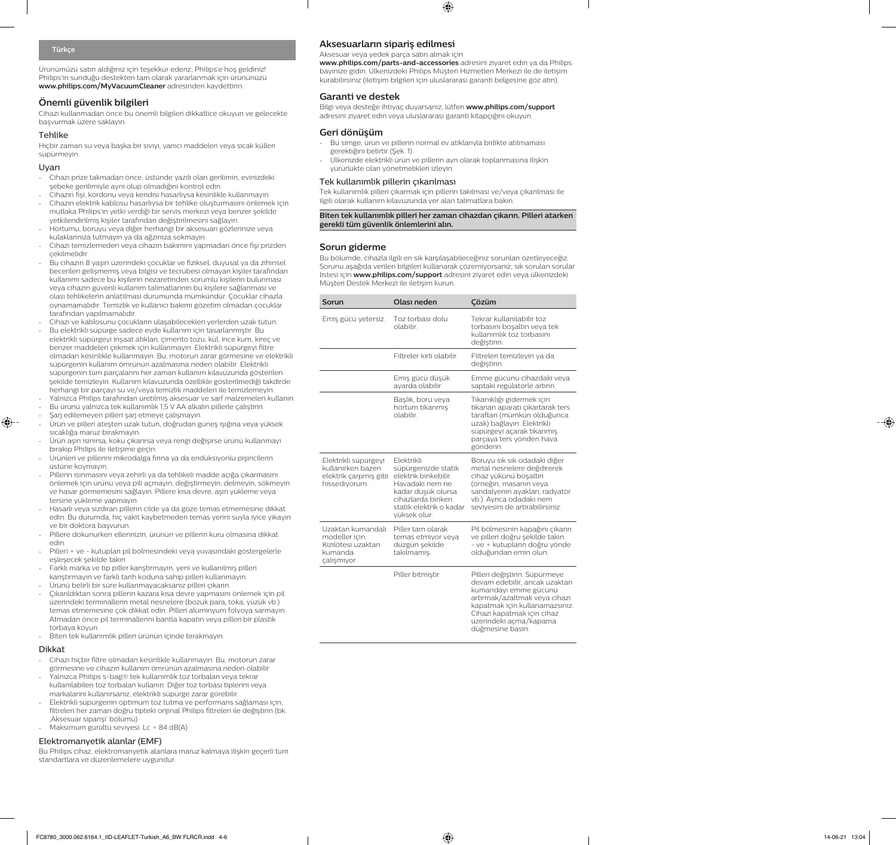## Türkçe

Ürünümüzü satın aldığınız için teşekkür ederiz; Philips'e hoş geldiniz! Philips'in sunduğu destekten tam olarak yararlanmak için ürününüzü **www.philips.com/MyVacuumCleaner** adresinden kaydettirin.

## Önemli güvenlik bilgileri

Cihazı kullanmadan önce bu önemli bilgileri dikkatlice okuyun ve gelecekte başvurmak üzere saklayın.

### Tehlike

Hiçbir zaman su veya başka bir sıvıyı, yanıcı maddeleri veya sıcak külleri süpürmeyin.

### Uyarı

- Cihazı prize takmadan önce, üstünde yazılı olan gerilimin, evinizdeki şebeke gerilimiyle aynı olup olmadığını kontrol edin.
- Cihazın fişi, kordonu veya kendisi hasarlıysa kesinlikle kullanmayın.
- Cihazın elektrik kablosu hasarlıysa bir tehlike oluşturmasını önlemek için mutlaka Philips'in yetki verdiği bir servis merkezi veya benzer şekilde yetkilendirilmiş kişiler tarafından değiştirilmesini sağlayın.
- Hortumu, boruyu veya diğer herhangi bir aksesuarı gözlerinize veya kulaklarınıza tutmayın ya da ağzınıza sokmayın.
- Cihazı temizlemeden veya cihazın bakımını yapmadan önce fişi prizden çekilmelidir.
- Bu cihazın 8 yaşın üzerindeki çocuklar ve fiziksel, duyusal ya da zihinsel becerileri gelişmemiş veya bilgisi ve tecrübesi olmayan kişiler tarafından kullanılması sadece bu kişilerin nezaretinden sorumlu kişilerin bulunması veya cihazın güvenli kullanım talimatlarının bu kişilere sağlanması ve olası tehlikelerin anlatılması durumunda mümkündür. Çocuklar cihazla oynamamalıdır. Temizlik ve kullanıcı bakımı gözetim olmadan çocuklar tarafından yapılmamalıdır.
- Cihazı ve kablosunu çocukların ulaşabilecekleri yerlerden uzak tutun.
- Bu elektrikli süpürge sadece evde kullanım için tasarlanmıştır. Bu elektrikli süpürgeyi inşaat atıkları, çimento tozu, kül, ince kum, kireç ve benzer maddeleri çekmek için kullanmayın. Elektrikli süpürgeyi filtre olmadan kesinlikle kullanmayın. Bu, motorun zarar görmesine ve elektrikli süpürgenin kullanım ömrünün azalmasına neden olabilir. Elektrikli süpürgenin tüm parçalarını her zaman kullanım kılavuzunda gösterilen şekilde temizleyin. Kullanım kılavuzunda özellikle gösterilmediği takdirde herhangi bir parçayı su ve/veya temizlik maddeleri ile temizlemeyin.
- Yalnızca Philips tarafından üretilmiş aksesuar ve sarf malzemeleri kullanın.
- Bu ürünü yalnızca tek kullanımlık 1,5 V AA alkalin pillerle çalıştırın.
- Şarj edilemeyen pilleri şarj etmeye çalışmayın.
- Ürün ve pilleri ateşten uzak tutun, doğrudan güneş ışığına veya yüksek sıcaklığa maruz bırakmayın.
- Ürün aşırı ısınırsa, koku çıkarırsa veya rengi değişirse ürünü kullanmayı bırakıp Philips ile iletişime geçin.
- Ürünleri ve pillerini mikrodalga fırına ya da endüksiyonlu pişiricilerin üstüne koymayın.
- Pillerin ısınmasını veya zehirli ya da tehlikeli madde açığa çıkarmasını önlemek için ürünü veya pili açmayın, değiştirmeyin, delmeyin, sökmeyin ve hasar görmemesini sağlayın. Pillere kısa devre, aşırı yükleme veya tersine yükleme yapmayın.
- Hasarlı veya sızdıran pillerin cilde ya da göze temas etmemesine dikkat edin. Bu durumda, hiç vakit kaybetmeden temas yerini suyla iyice yıkayın ve bir doktora başvurun.
- Pillere dokunurken ellerinizin, ürünün ve pillerin kuru olmasına dikkat edin.
- Pilleri + ve - kutupları pil bölmesindeki veya yuvasındaki göstergelerle eşleşecek şekilde takın.
- Farklı marka ve tip piller karıştırmayın, yeni ve kullanılmış pilleri karıştırmayın ve farklı tarih koduna sahip pilleri kullanmayın.
- Ürünü belirli bir süre kullanmayacaksanız pilleri çıkarın.
- Çıkarıldıktan sonra pillerin kazara kısa devre yapmasını önlemek için pil üzerindeki terminallerin metal nesnelere (bozuk para, toka, yüzük vb.) temas etmemesine çok dikkat edin. Pilleri alüminyum folyoya sarmayın. Atmadan önce pil terminallerini bantla kapatın veya pilleri bir plastik torbaya koyun.
- Biten tek kullanımlık pilleri ürünün içinde bırakmayın.

### Dikkat

- Cihazı hiçbir filtre olmadan kesinlikle kullanmayın. Bu, motorun zarar görmesine ve cihazın kullanım ömrünün azalmasına neden olabilir.
- Yalnızca Philips s-bag® tek kullanımlık toz torbaları veya tekrar kullanılabilen toz torbaları kullanın. Diğer toz torbası tiplerini veya markalarını kullanırsanız, elektrikli süpürge zarar görebilir.
- Elektrikli süpürgenin optimum toz tutma ve performans sağlaması için, filtreleri her zaman doğru tipteki orijinal Philips filtreleri ile değiştirin (bk. 'Aksesuar siparişi' bölümü).
- Maksimum gürültü seviyesi: Lc = 84 dB(A)

### Elektromanyetik alanlar (EMF)

Bu Philips cihaz, elektromanyetik alanlara maruz kalmaya ilişkin geçerli tüm standartlara ve düzenlemelere uygundur.

## Aksesuarların sipariş edilmesi

Aksesuar veya yedek parça satın almak için **www.philips.com/parts-and-accessories** adresini ziyaret edin ya da Philips bayinize gidin. Ülkenizdeki Philips Müşteri Hizmetleri Merkezi ile de iletişim kurabilirsiniz (iletişim bilgileri için uluslararası garanti belgesine göz atın).

## Garanti ve destek

Bilgi veya desteğe ihtiyaç duyarsanız, lütfen **www.philips.com/support** adresini ziyaret edin veya uluslararası garanti kitapçığını okuyun.

## Geri dönüşüm

- Bu simge, ürün ve pillerin normal ev atıklarıyla birlikte atılmaması gerektiğini belirtir (Şek. 1).
- Ülkenizde elektrikli ürün ve pillerin ayrı olarak toplanmasına ilişkin yürürlükte olan yönetmelikleri izleyin.

### Tek kullanımlık pillerin çıkarılması

Tek kullanımlık pilleri çıkarmak için pillerin takılması ve/veya çıkarılması ile ilgili olarak kullanım kılavuzunda yer alan talimatlara bakın.

**Biten tek kullanımlık pilleri her zaman cihazdan çıkarın. Pilleri atarken gerekli tüm güvenlik önlemlerini alın.**

## Sorun giderme

Bu bölümde, cihazla ilgili en sık karşılaşabileceğiniz sorunları özetleyeceğiz. Sorunu aşağıda verilen bilgileri kullanarak çözemiyorsanız, sık sorulan sorular listesi için **www.philips.com/support** adresini ziyaret edin veya ülkenizdeki Müşteri Destek Merkezi ile iletişim kurun.

| Sorun | Olası neden | Çözüm |
|---|---|---|
| Emiş gücü yetersiz. | Toz torbası dolu olabilir. | Tekrar kullanılabilir toz torbasını boşaltın veya tek kullanımlık toz torbasını değiştirin. |
| | Filtreler kirli olabilir. | Filtreleri temizleyin ya da değiştirin. |
| | Emiş gücü düşük ayarda olabilir. | Emme gücünü cihazdaki veya saptaki regülatörle artırın. |
| | Başlık, boru veya hortum tıkanmış olabilir. | Tıkanıklığı gidermek için tıkanan aparatı çıkartarak ters taraftan (mümkün olduğunca uzak) bağlayın. Elektrikli süpürgeyi açarak tıkanmış parçaya ters yönden hava gönderin. |
| Elektrikli süpürgeyi kullanırken bazen elektrik çarpmış gibi hissediyorum. | Elektrikli süpürgenizde statik elektrik birikebilir. Havadaki nem ne kadar düşük olursa cihazlarda biriken statik elektrik o kadar yüksek olur. | Boruyu sık sık odadaki diğer metal nesnelere değdirerek cihaz yükünü boşaltın (örneğin, masanın veya sandalyenin ayakları, radyatör vb.). Ayrıca odadaki nem seviyesini de artırabilirsiniz. |
| Uzaktan kumandalı modeller için: Kızılötesi uzaktan kumanda çalışmıyor. | Piller tam olarak temas etmiyor veya düzgün şekilde takılmamış. | Pil bölmesinin kapağını çıkarın ve pilleri doğru şekilde takın. - ve + kutupların doğru yönde olduğundan emin olun. |
| | Piller bitmiştir. | Pilleri değiştirin. Süpürmeye devam edebilir, ancak uzaktan kumandayı emme gücünü artırmak/azaltmak veya cihazı kapatmak için kullanamazsınız. Cihazı kapatmak için cihaz üzerindeki açma/kapama düğmesine basın. |